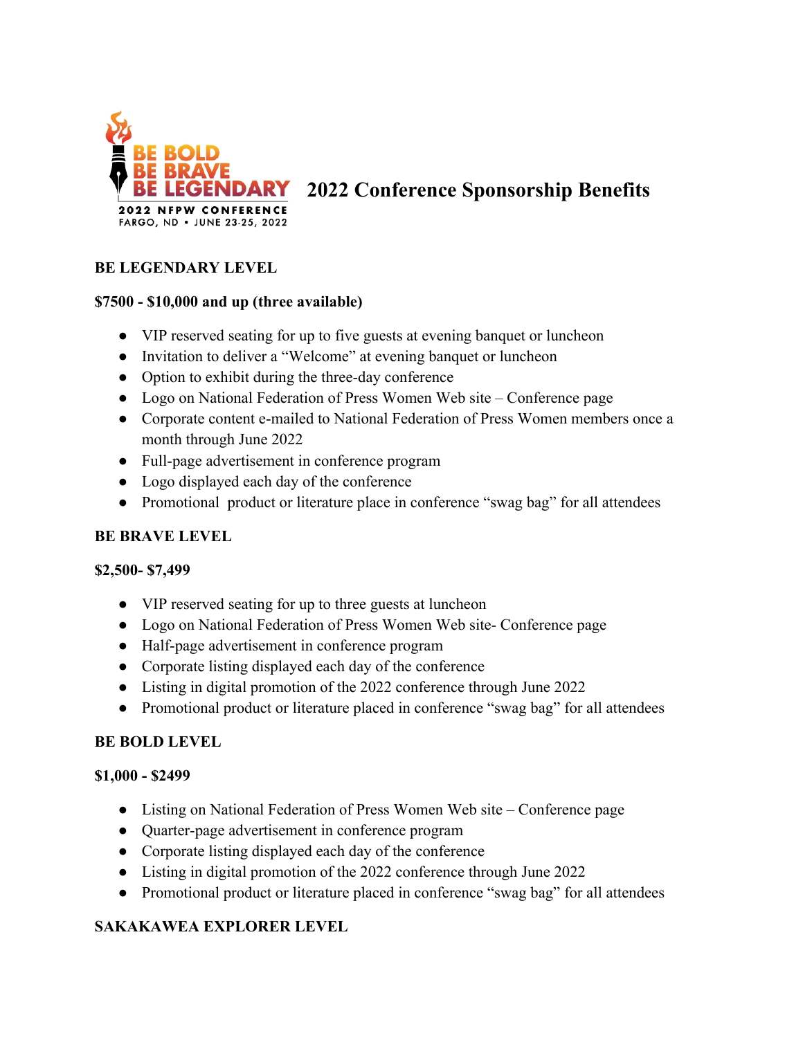BE BOLD
BE BRAVE
BE LEGENDARY
2022 NFPW CONFERENCE
FARGO, ND • JUNE 23-25, 2022

# 2022 Conference Sponsorship Benefits

**BE LEGENDARY LEVEL**

**$7500 - $10,000 and up (three available)**

- VIP reserved seating for up to five guests at evening banquet or luncheon
- Invitation to deliver a "Welcome" at evening banquet or luncheon
- Option to exhibit during the three-day conference
- Logo on National Federation of Press Women Web site – Conference page
- Corporate content e-mailed to National Federation of Press Women members once a month through June 2022
- Full-page advertisement in conference program
- Logo displayed each day of the conference
- Promotional product or literature place in conference "swag bag" for all attendees

**BE BRAVE LEVEL**

**$2,500- $7,499**

- VIP reserved seating for up to three guests at luncheon
- Logo on National Federation of Press Women Web site- Conference page
- Half-page advertisement in conference program
- Corporate listing displayed each day of the conference
- Listing in digital promotion of the 2022 conference through June 2022
- Promotional product or literature placed in conference "swag bag" for all attendees

**BE BOLD LEVEL**

**$1,000 - $2499**

- Listing on National Federation of Press Women Web site – Conference page
- Quarter-page advertisement in conference program
- Corporate listing displayed each day of the conference
- Listing in digital promotion of the 2022 conference through June 2022
- Promotional product or literature placed in conference "swag bag" for all attendees

**SAKAKAWEA EXPLORER LEVEL**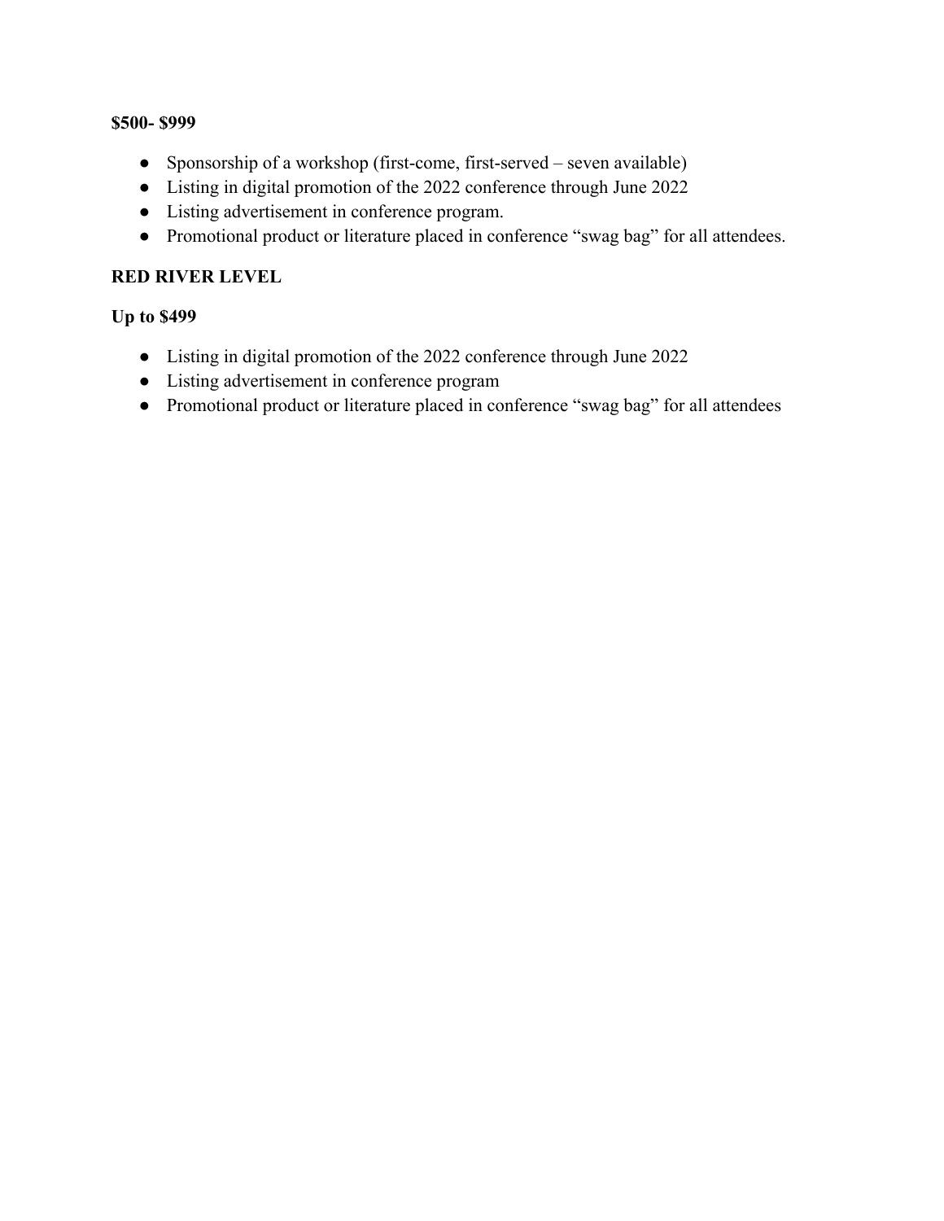**$500- $999**

- Sponsorship of a workshop (first-come, first-served – seven available)
- Listing in digital promotion of the 2022 conference through June 2022
- Listing advertisement in conference program.
- Promotional product or literature placed in conference “swag bag” for all attendees.

**RED RIVER LEVEL**

**Up to $499**

- Listing in digital promotion of the 2022 conference through June 2022
- Listing advertisement in conference program
- Promotional product or literature placed in conference “swag bag” for all attendees